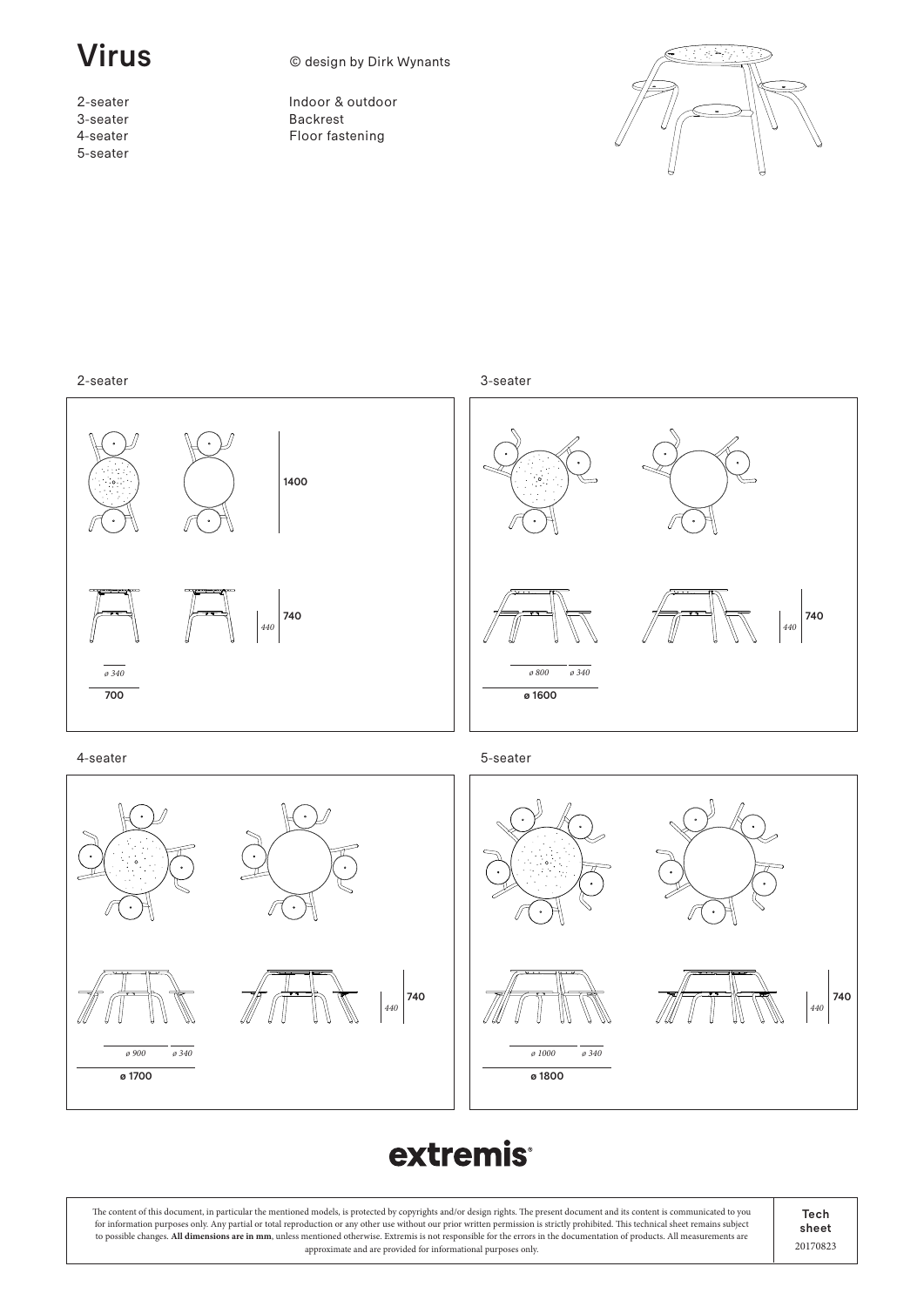# Virus

© design by Dirk Wynants

2-seater
3-seater
4-seater
5-seater

Indoor & outdoor
Backrest
Floor fastening

## 2-seater

1400

440 740

ø 340

700

## 3-seater

440 740

ø 800 ø 340

ø 1600

## 4-seater

440 740

ø 900 ø 340

ø 1700

## 5-seater

440 740

ø 1000 ø 340

ø 1800

**extremis®**

The content of this document, in particular the mentioned models, is protected by copyrights and/or design rights. The present document and its content is communicated to you for information purposes only. Any partial or total reproduction or any other use without our prior written permission is strictly prohibited. This technical sheet remains subject to possible changes. **All dimensions are in mm**, unless mentioned otherwise. Extremis is not responsible for the errors in the documentation of products. All measurements are approximate and are provided for informational purposes only.

Tech sheet
20170823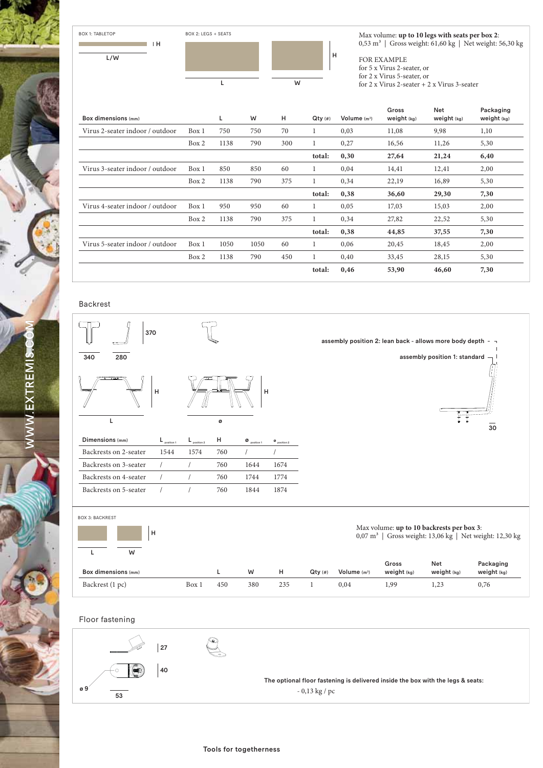BOX 1: TABLETOP

BOX 2: LEGS + SEATS

Max volume: **up to 10 legs with seats per box 2**:
0,53 m³ | Gross weight: 61,60 kg | Net weight: 56,30 kg

FOR EXAMPLE
for 5 x Virus 2-seater, or
for 2 x Virus 5-seater, or
for 2 x Virus 2-seater + 2 x Virus 3-seater

| Box dimensions (mm) | | L | W | H | Qty (#) | Volume (m³) | Gross weight (kg) | Net weight (kg) | Packaging weight (kg) |
|---|---|---|---|---|---|---|---|---|---|
| Virus 2-seater indoor / outdoor | Box 1 | 750 | 750 | 70 | 1 | 0,03 | 11,08 | 9,98 | 1,10 |
| | Box 2 | 1138 | 790 | 300 | 1 | 0,27 | 16,56 | 11,26 | 5,30 |
| | | | | | **total:** | **0,30** | **27,64** | **21,24** | **6,40** |
| Virus 3-seater indoor / outdoor | Box 1 | 850 | 850 | 60 | 1 | 0,04 | 14,41 | 12,41 | 2,00 |
| | Box 2 | 1138 | 790 | 375 | 1 | 0,34 | 22,19 | 16,89 | 5,30 |
| | | | | | **total:** | **0,38** | **36,60** | **29,30** | **7,30** |
| Virus 4-seater indoor / outdoor | Box 1 | 950 | 950 | 60 | 1 | 0,05 | 17,03 | 15,03 | 2,00 |
| | Box 2 | 1138 | 790 | 375 | 1 | 0,34 | 27,82 | 22,52 | 5,30 |
| | | | | | **total:** | **0,38** | **44,85** | **37,55** | **7,30** |
| Virus 5-seater indoor / outdoor | Box 1 | 1050 | 1050 | 60 | 1 | 0,06 | 20,45 | 18,45 | 2,00 |
| | Box 2 | 1138 | 790 | 450 | 1 | 0,40 | 33,45 | 28,15 | 5,30 |
| | | | | | **total:** | **0,46** | **53,90** | **46,60** | **7,30** |

## Backrest

assembly position 2: lean back - allows more body depth

assembly position 1: standard

| Dimensions (mm) | L position 1 | L position 2 | H | ø position 1 | ø position 2 |
|---|---|---|---|---|---|
| Backrests on 2-seater | 1544 | 1574 | 760 | / | / |
| Backrests on 3-seater | / | / | 760 | 1644 | 1674 |
| Backrests on 4-seater | / | / | 760 | 1744 | 1774 |
| Backrests on 5-seater | / | / | 760 | 1844 | 1874 |

BOX 3: BACKREST

Max volume: **up to 10 backrests per box 3**:
0,07 m³ | Gross weight: 13,06 kg | Net weight: 12,30 kg

| Box dimensions (mm) | | L | W | H | Qty (#) | Volume (m³) | Gross weight (kg) | Net weight (kg) | Packaging weight (kg) |
|---|---|---|---|---|---|---|---|---|---|
| Backrest (1 pc) | Box 1 | 450 | 380 | 235 | 1 | 0,04 | 1,99 | 1,23 | 0,76 |

## Floor fastening

The optional floor fastening is delivered inside the box with the legs & seats:
- 0,13 kg / pc

Tools for togetherness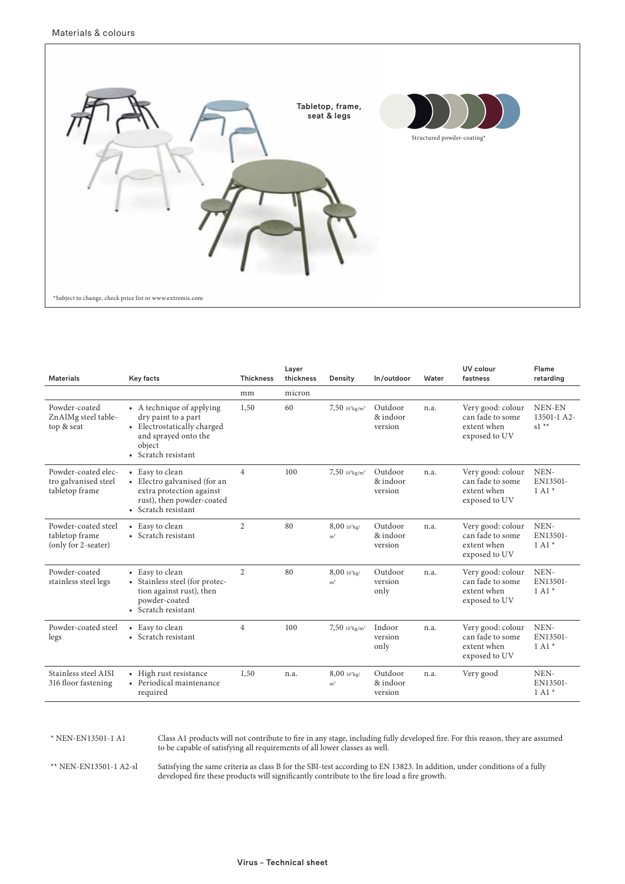Materials & colours

Tabletop, frame, seat & legs

Structured powder-coating*

*Subject to change, check price list or www.extremis.com

| Materials | Key facts | Thickness | Layer thickness | Density | In/outdoor | Water | UV colour fastness | Flame retarding |
|---|---|---|---|---|---|---|---|---|
| | | mm | micron | | | | | |
| Powder-coated ZnAlMg steel tabletop & seat | • A technique of applying dry paint to a part<br>• Electrostatically charged and sprayed onto the object<br>• Scratch resistant | 1,50 | 60 | 7,50 $10^3$kg/m$^3$ | Outdoor & indoor version | n.a. | Very good: colour can fade to some extent when exposed to UV | NEN-EN 13501-1 A2-s1 ** |
| Powder-coated electro galvanised steel tabletop frame | • Easy to clean<br>• Electro galvanised (for an extra protection against rust), then powder-coated<br>• Scratch resistant | 4 | 100 | 7,50 $10^3$kg/m$^3$ | Outdoor & indoor version | n.a. | Very good: colour can fade to some extent when exposed to UV | NEN-EN13501-1 A1 * |
| Powder-coated steel tabletop frame (only for 2-seater) | • Easy to clean<br>• Scratch resistant | 2 | 80 | 8,00 $10^3$kg/m$^3$ | Outdoor & indoor version | n.a. | Very good: colour can fade to some extent when exposed to UV | NEN-EN13501-1 A1 * |
| Powder-coated stainless steel legs | • Easy to clean<br>• Stainless steel (for protection against rust), then powder-coated<br>• Scratch resistant | 2 | 80 | 8,00 $10^3$kg/m$^3$ | Outdoor version only | n.a. | Very good: colour can fade to some extent when exposed to UV | NEN-EN13501-1 A1 * |
| Powder-coated steel legs | • Easy to clean<br>• Scratch resistant | 4 | 100 | 7,50 $10^3$kg/m$^3$ | Indoor version only | n.a. | Very good: colour can fade to some extent when exposed to UV | NEN-EN13501-1 A1 * |
| Stainless steel AISI 316 floor fastening | • High rust resistance<br>• Periodical maintenance required | 1,50 | n.a. | 8,00 $10^3$kg/m$^3$ | Outdoor & indoor version | n.a. | Very good | NEN-EN13501-1 A1 * |

\* NEN-EN13501-1 A1 — Class A1 products will not contribute to fire in any stage, including fully developed fire. For this reason, they are assumed to be capable of satisfying all requirements of all lower classes as well.

** NEN-EN13501-1 A2-sl — Satisfying the same criteria as class B for the SBI-test according to EN 13823. In addition, under conditions of a fully developed fire these products will significantly contribute to the fire load a fire growth.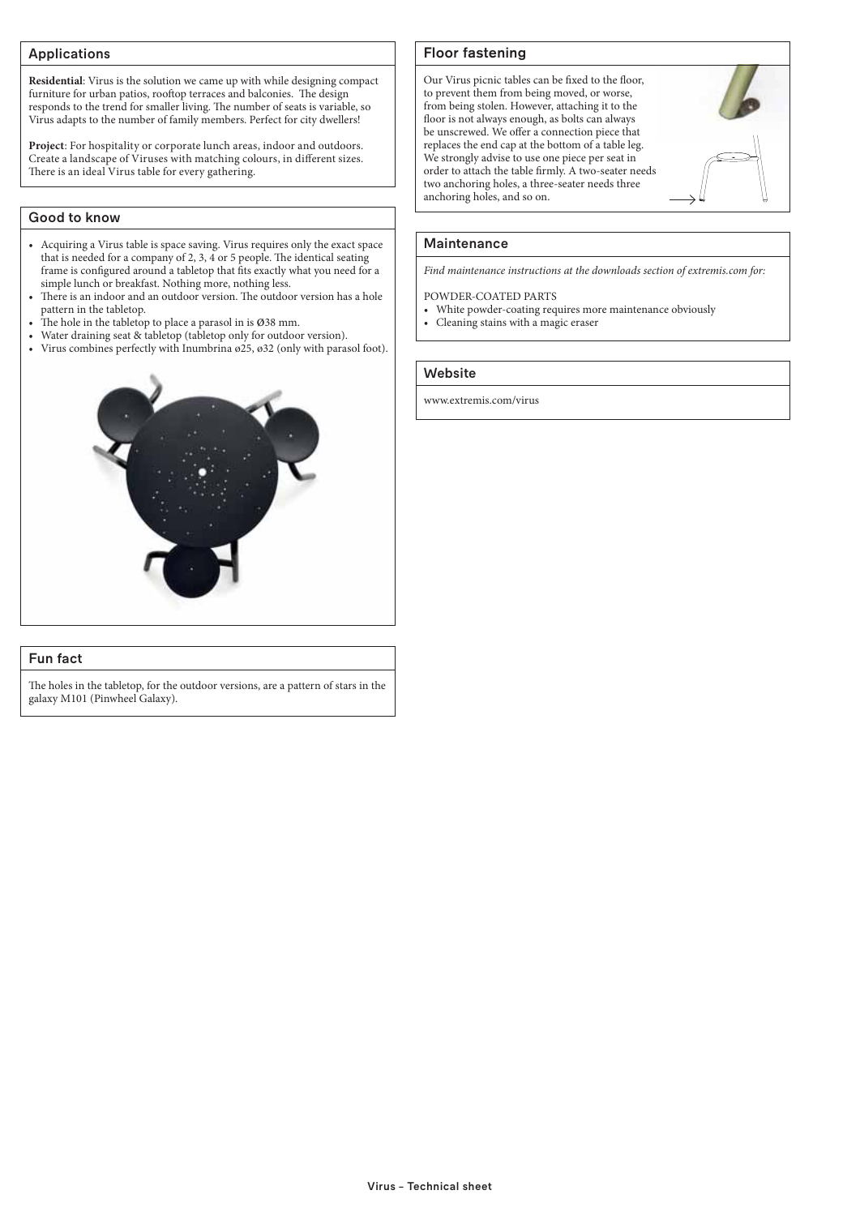## Applications

**Residential**: Virus is the solution we came up with while designing compact furniture for urban patios, rooftop terraces and balconies. The design responds to the trend for smaller living. The number of seats is variable, so Virus adapts to the number of family members. Perfect for city dwellers!

**Project**: For hospitality or corporate lunch areas, indoor and outdoors. Create a landscape of Viruses with matching colours, in different sizes. There is an ideal Virus table for every gathering.

## Good to know

- Acquiring a Virus table is space saving. Virus requires only the exact space that is needed for a company of 2, 3, 4 or 5 people. The identical seating frame is configured around a tabletop that fits exactly what you need for a simple lunch or breakfast. Nothing more, nothing less.
- There is an indoor and an outdoor version. The outdoor version has a hole pattern in the tabletop.
- The hole in the tabletop to place a parasol in is Ø38 mm.
- Water draining seat & tabletop (tabletop only for outdoor version).
- Virus combines perfectly with Inumbrina ø25, ø32 (only with parasol foot).

## Fun fact

The holes in the tabletop, for the outdoor versions, are a pattern of stars in the galaxy M101 (Pinwheel Galaxy).

## Floor fastening

Our Virus picnic tables can be fixed to the floor, to prevent them from being moved, or worse, from being stolen. However, attaching it to the floor is not always enough, as bolts can always be unscrewed. We offer a connection piece that replaces the end cap at the bottom of a table leg. We strongly advise to use one piece per seat in order to attach the table firmly. A two-seater needs two anchoring holes, a three-seater needs three anchoring holes, and so on.

## Maintenance

*Find maintenance instructions at the downloads section of extremis.com for:*

POWDER-COATED PARTS

- White powder-coating requires more maintenance obviously
- Cleaning stains with a magic eraser

## Website

www.extremis.com/virus